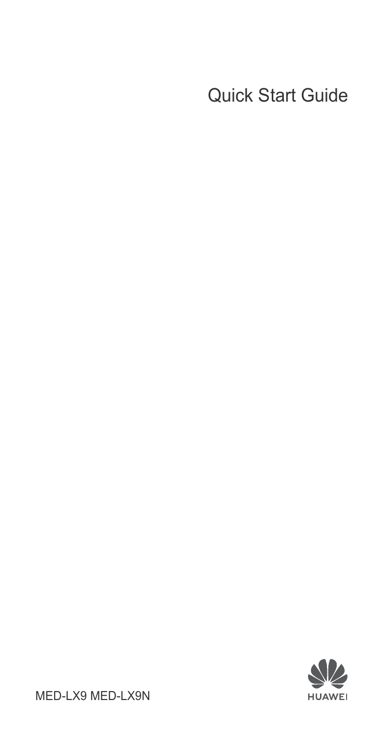# Quick Start Guide

MED-LX9 MED-LX9N

HUAWEI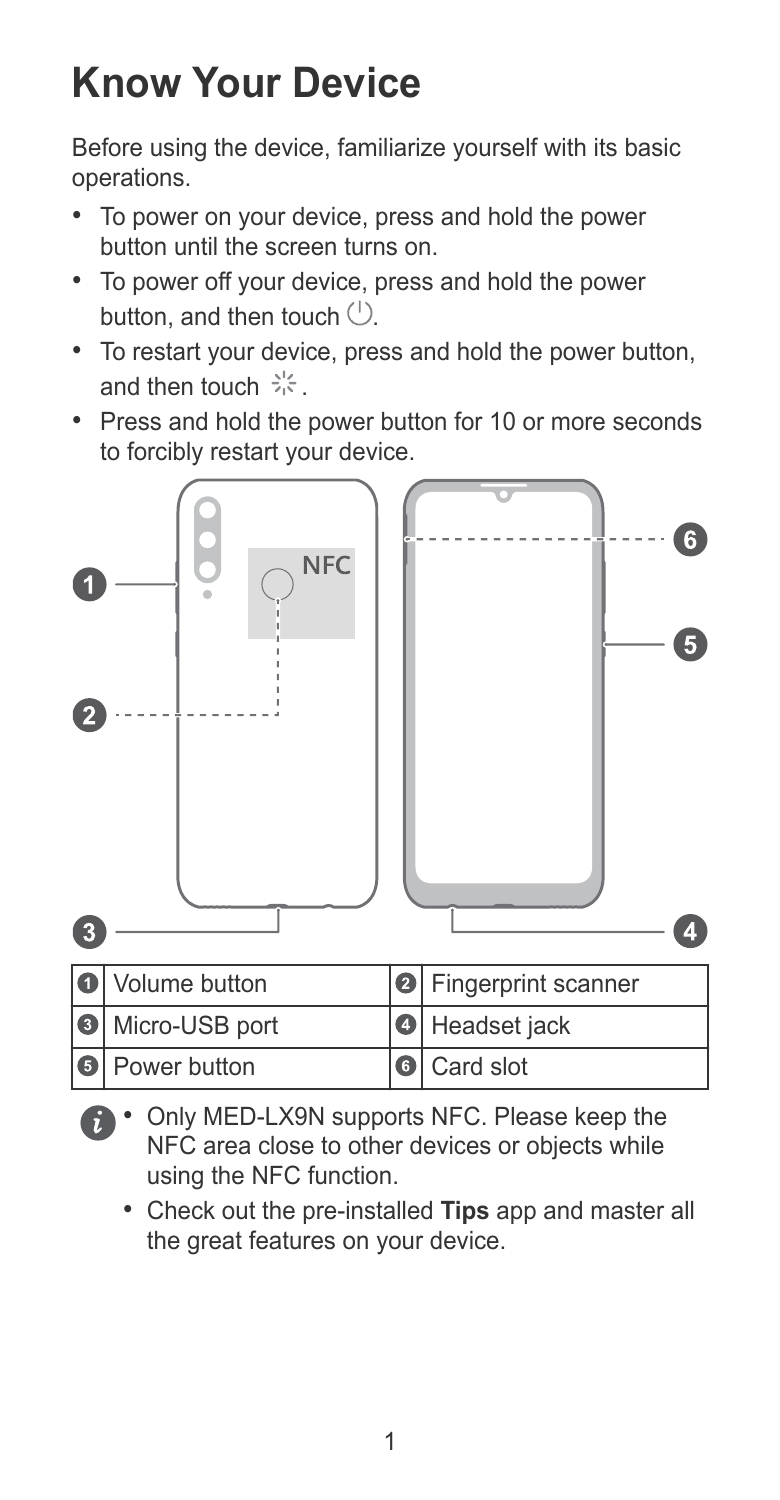# Know Your Device

Before using the device, familiarize yourself with its basic operations.

- To power on your device, press and hold the power button until the screen turns on.
- To power off your device, press and hold the power button, and then touch ⏻.
- To restart your device, press and hold the power button, and then touch ⁂.
- Press and hold the power button for 10 or more seconds to forcibly restart your device.

| | | | |
|---|---|---|---|
| 1 | Volume button | 2 | Fingerprint scanner |
| 3 | Micro-USB port | 4 | Headset jack |
| 5 | Power button | 6 | Card slot |

- Only MED-LX9N supports NFC. Please keep the NFC area close to other devices or objects while using the NFC function.
- Check out the pre-installed **Tips** app and master all the great features on your device.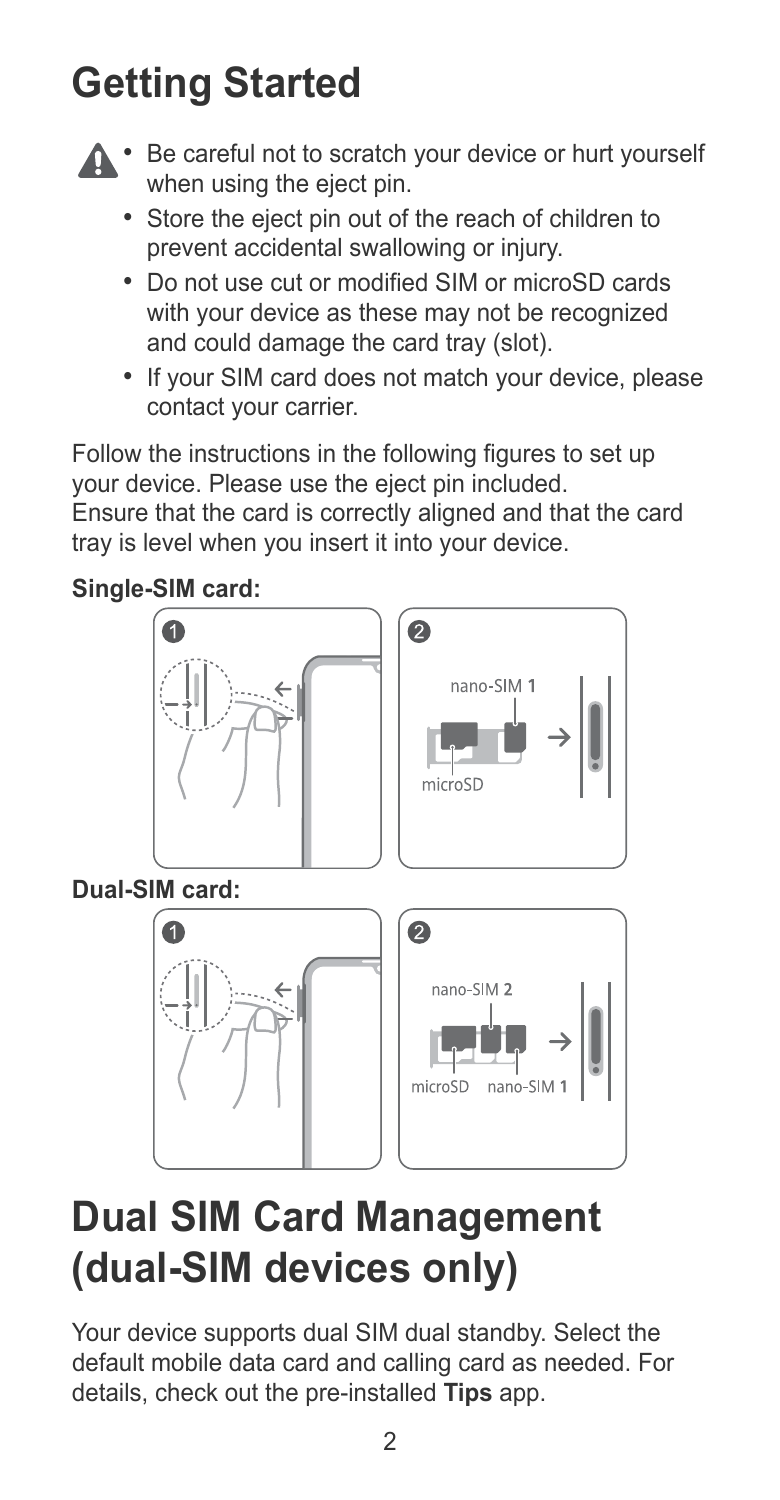# Getting Started

- Be careful not to scratch your device or hurt yourself when using the eject pin.
- Store the eject pin out of the reach of children to prevent accidental swallowing or injury.
- Do not use cut or modified SIM or microSD cards with your device as these may not be recognized and could damage the card tray (slot).
- If your SIM card does not match your device, please contact your carrier.

Follow the instructions in the following figures to set up your device. Please use the eject pin included. Ensure that the card is correctly aligned and that the card tray is level when you insert it into your device.

**Single-SIM card:**

**Dual-SIM card:**

# Dual SIM Card Management (dual-SIM devices only)

Your device supports dual SIM dual standby. Select the default mobile data card and calling card as needed. For details, check out the pre-installed **Tips** app.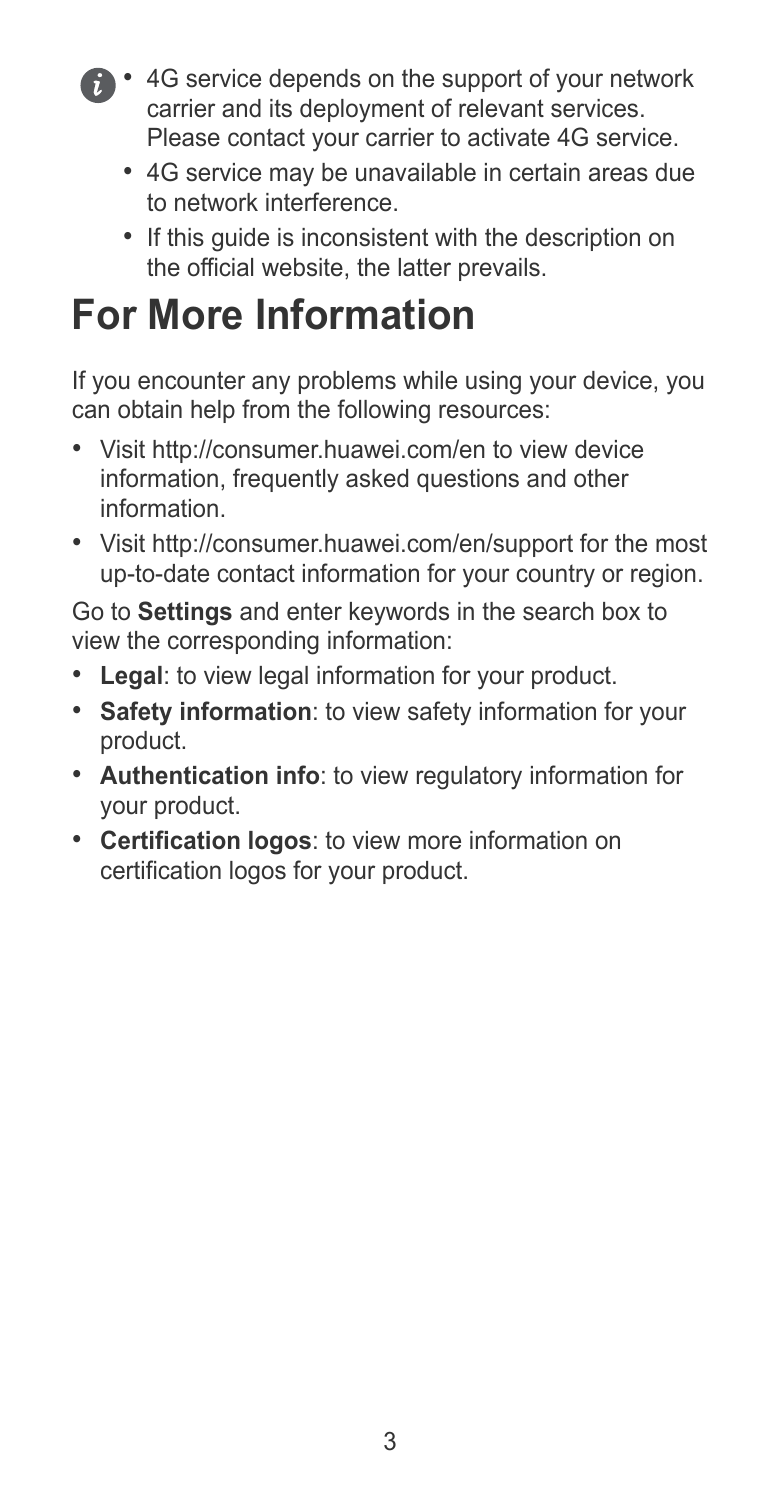- 4G service depends on the support of your network carrier and its deployment of relevant services. Please contact your carrier to activate 4G service.
- 4G service may be unavailable in certain areas due to network interference.
- If this guide is inconsistent with the description on the official website, the latter prevails.

# For More Information

If you encounter any problems while using your device, you can obtain help from the following resources:

- Visit http://consumer.huawei.com/en to view device information, frequently asked questions and other information.
- Visit http://consumer.huawei.com/en/support for the most up-to-date contact information for your country or region.

Go to **Settings** and enter keywords in the search box to view the corresponding information:

- **Legal**: to view legal information for your product.
- **Safety information**: to view safety information for your product.
- **Authentication info**: to view regulatory information for your product.
- **Certification logos**: to view more information on certification logos for your product.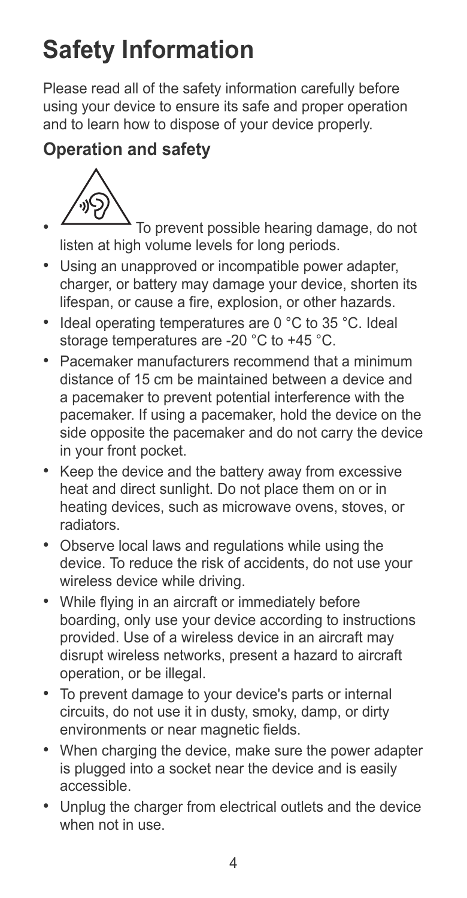# Safety Information

Please read all of the safety information carefully before using your device to ensure its safe and proper operation and to learn how to dispose of your device properly.

## Operation and safety

- To prevent possible hearing damage, do not listen at high volume levels for long periods.
- Using an unapproved or incompatible power adapter, charger, or battery may damage your device, shorten its lifespan, or cause a fire, explosion, or other hazards.
- Ideal operating temperatures are 0 °C to 35 °C. Ideal storage temperatures are -20 °C to +45 °C.
- Pacemaker manufacturers recommend that a minimum distance of 15 cm be maintained between a device and a pacemaker to prevent potential interference with the pacemaker. If using a pacemaker, hold the device on the side opposite the pacemaker and do not carry the device in your front pocket.
- Keep the device and the battery away from excessive heat and direct sunlight. Do not place them on or in heating devices, such as microwave ovens, stoves, or radiators.
- Observe local laws and regulations while using the device. To reduce the risk of accidents, do not use your wireless device while driving.
- While flying in an aircraft or immediately before boarding, only use your device according to instructions provided. Use of a wireless device in an aircraft may disrupt wireless networks, present a hazard to aircraft operation, or be illegal.
- To prevent damage to your device's parts or internal circuits, do not use it in dusty, smoky, damp, or dirty environments or near magnetic fields.
- When charging the device, make sure the power adapter is plugged into a socket near the device and is easily accessible.
- Unplug the charger from electrical outlets and the device when not in use.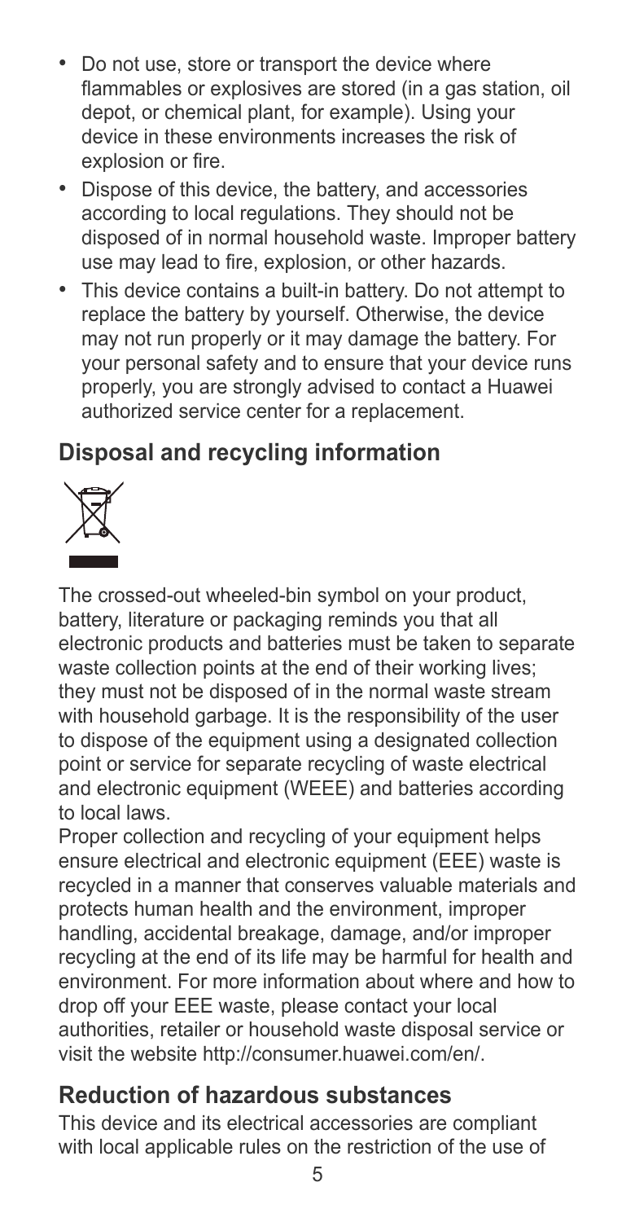- Do not use, store or transport the device where flammables or explosives are stored (in a gas station, oil depot, or chemical plant, for example). Using your device in these environments increases the risk of explosion or fire.
- Dispose of this device, the battery, and accessories according to local regulations. They should not be disposed of in normal household waste. Improper battery use may lead to fire, explosion, or other hazards.
- This device contains a built-in battery. Do not attempt to replace the battery by yourself. Otherwise, the device may not run properly or it may damage the battery. For your personal safety and to ensure that your device runs properly, you are strongly advised to contact a Huawei authorized service center for a replacement.

## Disposal and recycling information

The crossed-out wheeled-bin symbol on your product, battery, literature or packaging reminds you that all electronic products and batteries must be taken to separate waste collection points at the end of their working lives; they must not be disposed of in the normal waste stream with household garbage. It is the responsibility of the user to dispose of the equipment using a designated collection point or service for separate recycling of waste electrical and electronic equipment (WEEE) and batteries according to local laws.

Proper collection and recycling of your equipment helps ensure electrical and electronic equipment (EEE) waste is recycled in a manner that conserves valuable materials and protects human health and the environment, improper handling, accidental breakage, damage, and/or improper recycling at the end of its life may be harmful for health and environment. For more information about where and how to drop off your EEE waste, please contact your local authorities, retailer or household waste disposal service or visit the website http://consumer.huawei.com/en/.

## Reduction of hazardous substances

This device and its electrical accessories are compliant with local applicable rules on the restriction of the use of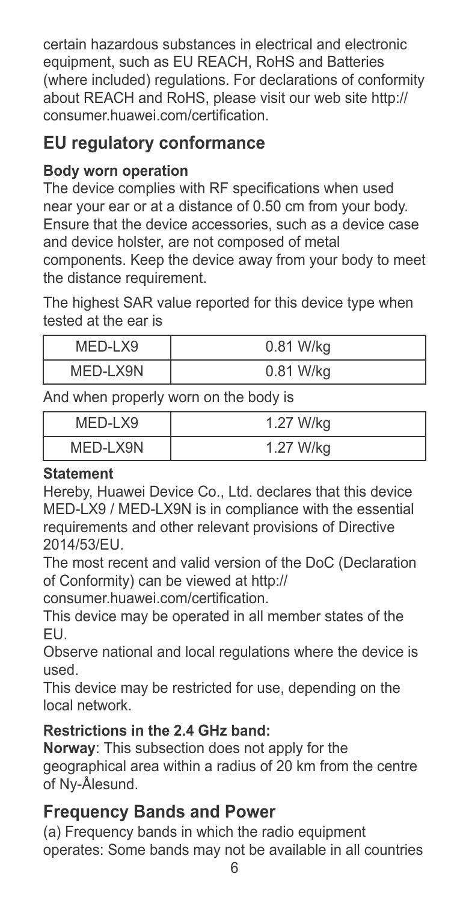certain hazardous substances in electrical and electronic equipment, such as EU REACH, RoHS and Batteries (where included) regulations. For declarations of conformity about REACH and RoHS, please visit our web site http://consumer.huawei.com/certification.

## EU regulatory conformance

### Body worn operation

The device complies with RF specifications when used near your ear or at a distance of 0.50 cm from your body. Ensure that the device accessories, such as a device case and device holster, are not composed of metal components. Keep the device away from your body to meet the distance requirement.

The highest SAR value reported for this device type when tested at the ear is

| MED-LX9 | 0.81 W/kg |
|---|---|
| MED-LX9N | 0.81 W/kg |

And when properly worn on the body is

| MED-LX9 | 1.27 W/kg |
|---|---|
| MED-LX9N | 1.27 W/kg |

### Statement

Hereby, Huawei Device Co., Ltd. declares that this device MED-LX9 / MED-LX9N is in compliance with the essential requirements and other relevant provisions of Directive 2014/53/EU.

The most recent and valid version of the DoC (Declaration of Conformity) can be viewed at http://consumer.huawei.com/certification.

This device may be operated in all member states of the EU.

Observe national and local regulations where the device is used.

This device may be restricted for use, depending on the local network.

### Restrictions in the 2.4 GHz band:

**Norway**: This subsection does not apply for the geographical area within a radius of 20 km from the centre of Ny-Ålesund.

## Frequency Bands and Power

(a) Frequency bands in which the radio equipment operates: Some bands may not be available in all countries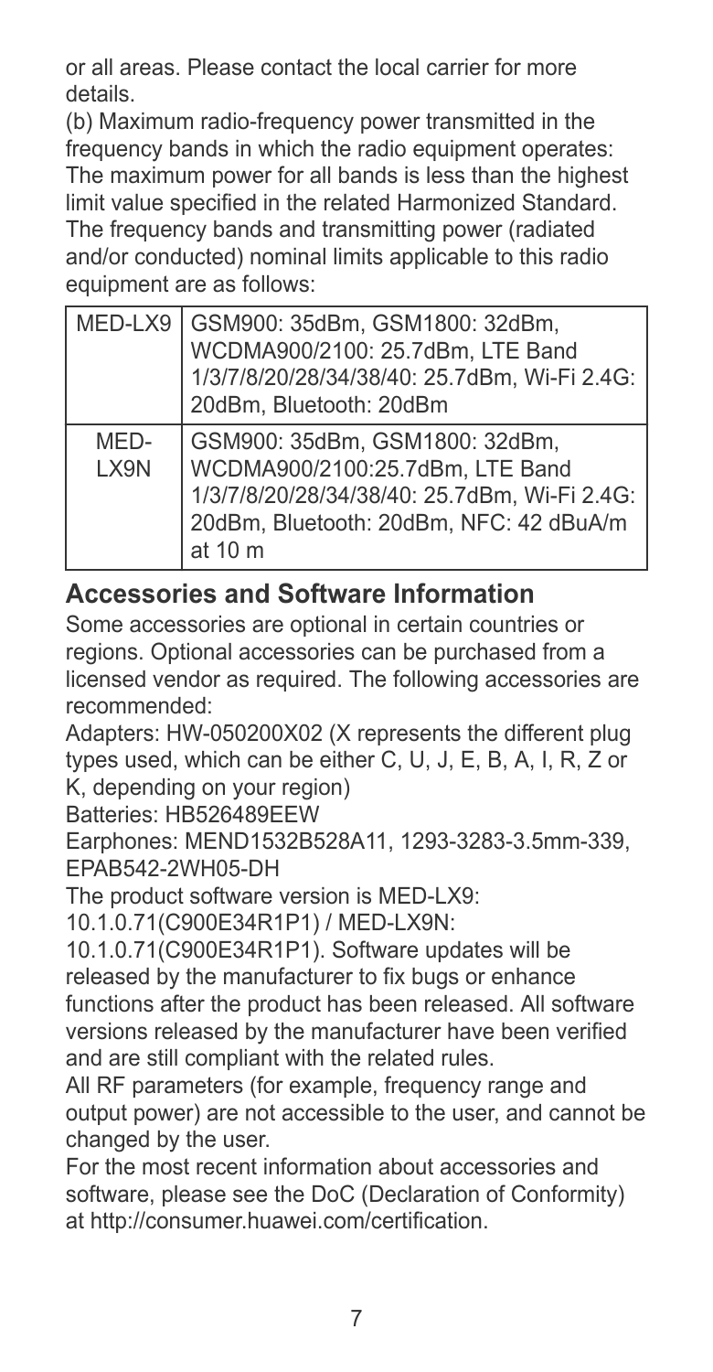or all areas. Please contact the local carrier for more details.

(b) Maximum radio-frequency power transmitted in the frequency bands in which the radio equipment operates: The maximum power for all bands is less than the highest limit value specified in the related Harmonized Standard. The frequency bands and transmitting power (radiated and/or conducted) nominal limits applicable to this radio equipment are as follows:

| | |
|---|---|
| MED-LX9 | GSM900: 35dBm, GSM1800: 32dBm, WCDMA900/2100: 25.7dBm, LTE Band 1/3/7/8/20/28/34/38/40: 25.7dBm, Wi-Fi 2.4G: 20dBm, Bluetooth: 20dBm |
| MED-LX9N | GSM900: 35dBm, GSM1800: 32dBm, WCDMA900/2100:25.7dBm, LTE Band 1/3/7/8/20/28/34/38/40: 25.7dBm, Wi-Fi 2.4G: 20dBm, Bluetooth: 20dBm, NFC: 42 dBuA/m at 10 m |

## Accessories and Software Information

Some accessories are optional in certain countries or regions. Optional accessories can be purchased from a licensed vendor as required. The following accessories are recommended:

Adapters: HW-050200X02 (X represents the different plug types used, which can be either C, U, J, E, B, A, I, R, Z or K, depending on your region)

Batteries: HB526489EEW

Earphones: MEND1532B528A11, 1293-3283-3.5mm-339, EPAB542-2WH05-DH

The product software version is MED-LX9: 10.1.0.71(C900E34R1P1) / MED-LX9N: 10.1.0.71(C900E34R1P1). Software updates will be released by the manufacturer to fix bugs or enhance functions after the product has been released. All software versions released by the manufacturer have been verified and are still compliant with the related rules.

All RF parameters (for example, frequency range and output power) are not accessible to the user, and cannot be changed by the user.

For the most recent information about accessories and software, please see the DoC (Declaration of Conformity) at http://consumer.huawei.com/certification.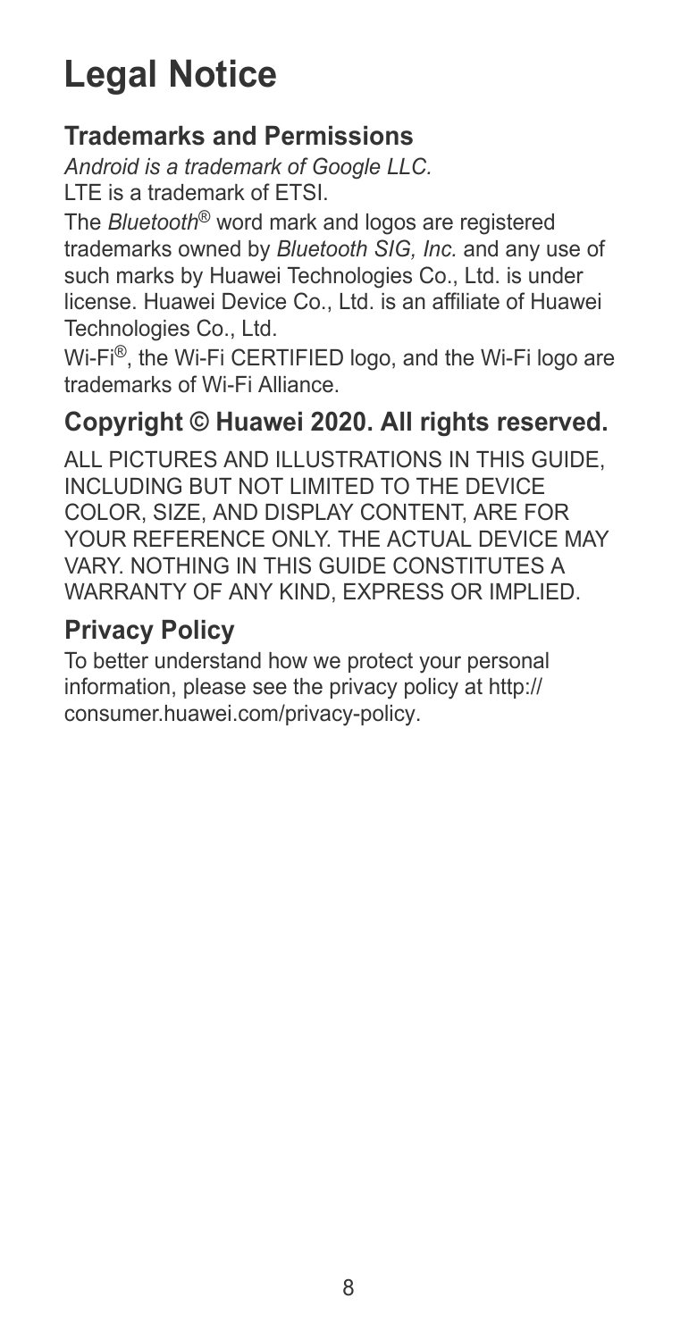# Legal Notice

## Trademarks and Permissions

*Android is a trademark of Google LLC.*

LTE is a trademark of ETSI.

The *Bluetooth*® word mark and logos are registered trademarks owned by *Bluetooth SIG, Inc.* and any use of such marks by Huawei Technologies Co., Ltd. is under license. Huawei Device Co., Ltd. is an affiliate of Huawei Technologies Co., Ltd.

Wi-Fi®, the Wi-Fi CERTIFIED logo, and the Wi-Fi logo are trademarks of Wi-Fi Alliance.

## Copyright © Huawei 2020. All rights reserved.

ALL PICTURES AND ILLUSTRATIONS IN THIS GUIDE, INCLUDING BUT NOT LIMITED TO THE DEVICE COLOR, SIZE, AND DISPLAY CONTENT, ARE FOR YOUR REFERENCE ONLY. THE ACTUAL DEVICE MAY VARY. NOTHING IN THIS GUIDE CONSTITUTES A WARRANTY OF ANY KIND, EXPRESS OR IMPLIED.

## Privacy Policy

To better understand how we protect your personal information, please see the privacy policy at http://consumer.huawei.com/privacy-policy.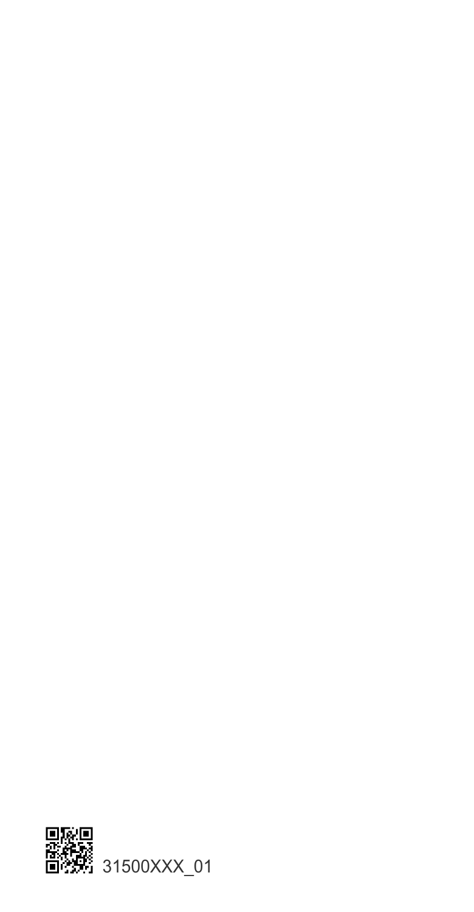31500XXX_01